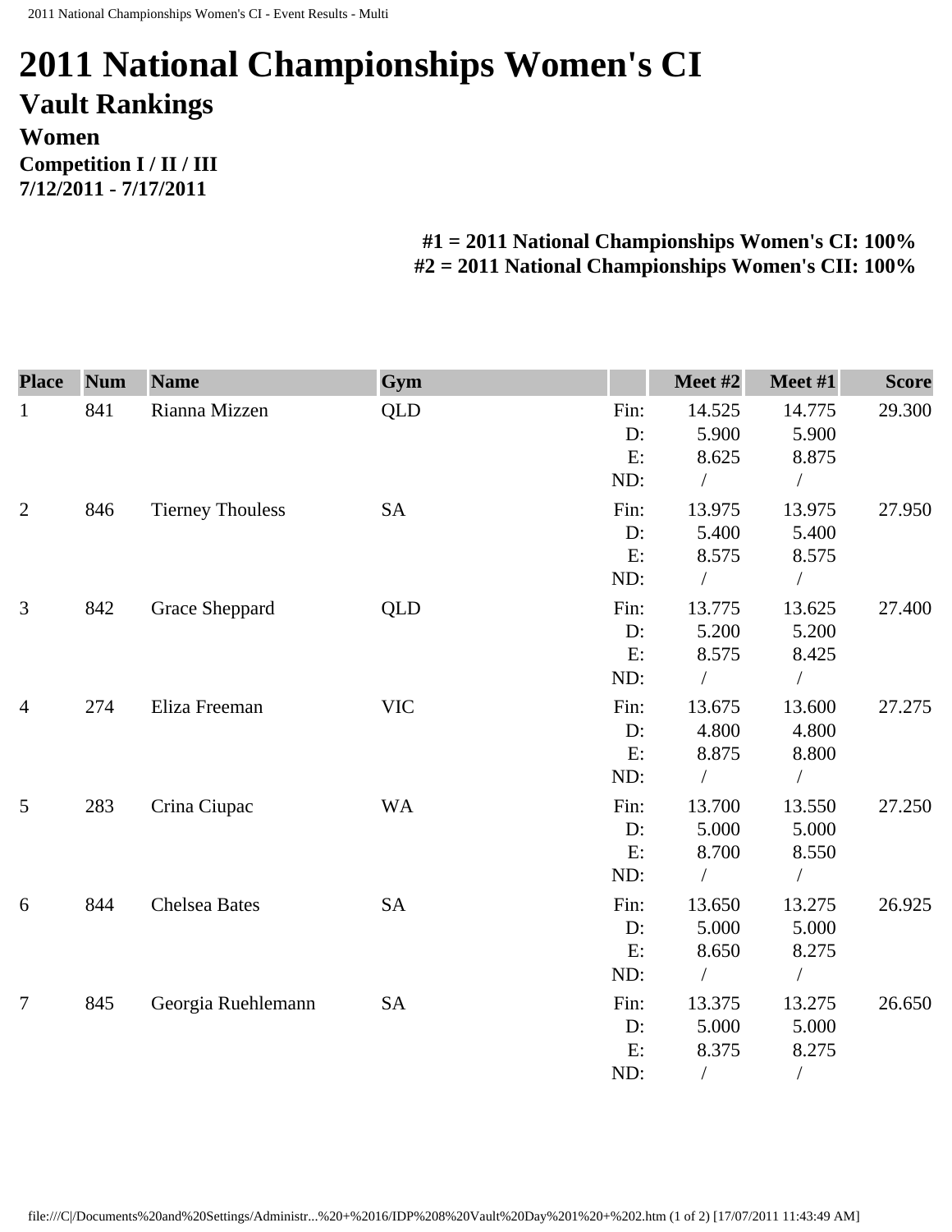# 2011 National Championships Women's CI

## Vault Rankings

### Women

**Competition I / II / III**
**7/12/2011 - 7/17/2011**

**#1 = 2011 National Championships Women's CI: 100%**
**#2 = 2011 National Championships Women's CII: 100%**

| Place | Num | Name | Gym | | Meet #2 | Meet #1 | Score |
|---|---|---|---|---|---|---|---|
| 1 | 841 | Rianna Mizzen | QLD | Fin: | 14.525 | 14.775 | 29.300 |
| | | | | D: | 5.900 | 5.900 | |
| | | | | E: | 8.625 | 8.875 | |
| | | | | ND: | / | / | |
| 2 | 846 | Tierney Thouless | SA | Fin: | 13.975 | 13.975 | 27.950 |
| | | | | D: | 5.400 | 5.400 | |
| | | | | E: | 8.575 | 8.575 | |
| | | | | ND: | / | / | |
| 3 | 842 | Grace Sheppard | QLD | Fin: | 13.775 | 13.625 | 27.400 |
| | | | | D: | 5.200 | 5.200 | |
| | | | | E: | 8.575 | 8.425 | |
| | | | | ND: | / | / | |
| 4 | 274 | Eliza Freeman | VIC | Fin: | 13.675 | 13.600 | 27.275 |
| | | | | D: | 4.800 | 4.800 | |
| | | | | E: | 8.875 | 8.800 | |
| | | | | ND: | / | / | |
| 5 | 283 | Crina Ciupac | WA | Fin: | 13.700 | 13.550 | 27.250 |
| | | | | D: | 5.000 | 5.000 | |
| | | | | E: | 8.700 | 8.550 | |
| | | | | ND: | / | / | |
| 6 | 844 | Chelsea Bates | SA | Fin: | 13.650 | 13.275 | 26.925 |
| | | | | D: | 5.000 | 5.000 | |
| | | | | E: | 8.650 | 8.275 | |
| | | | | ND: | / | / | |
| 7 | 845 | Georgia Ruehlemann | SA | Fin: | 13.375 | 13.275 | 26.650 |
| | | | | D: | 5.000 | 5.000 | |
| | | | | E: | 8.375 | 8.275 | |
| | | | | ND: | / | / | |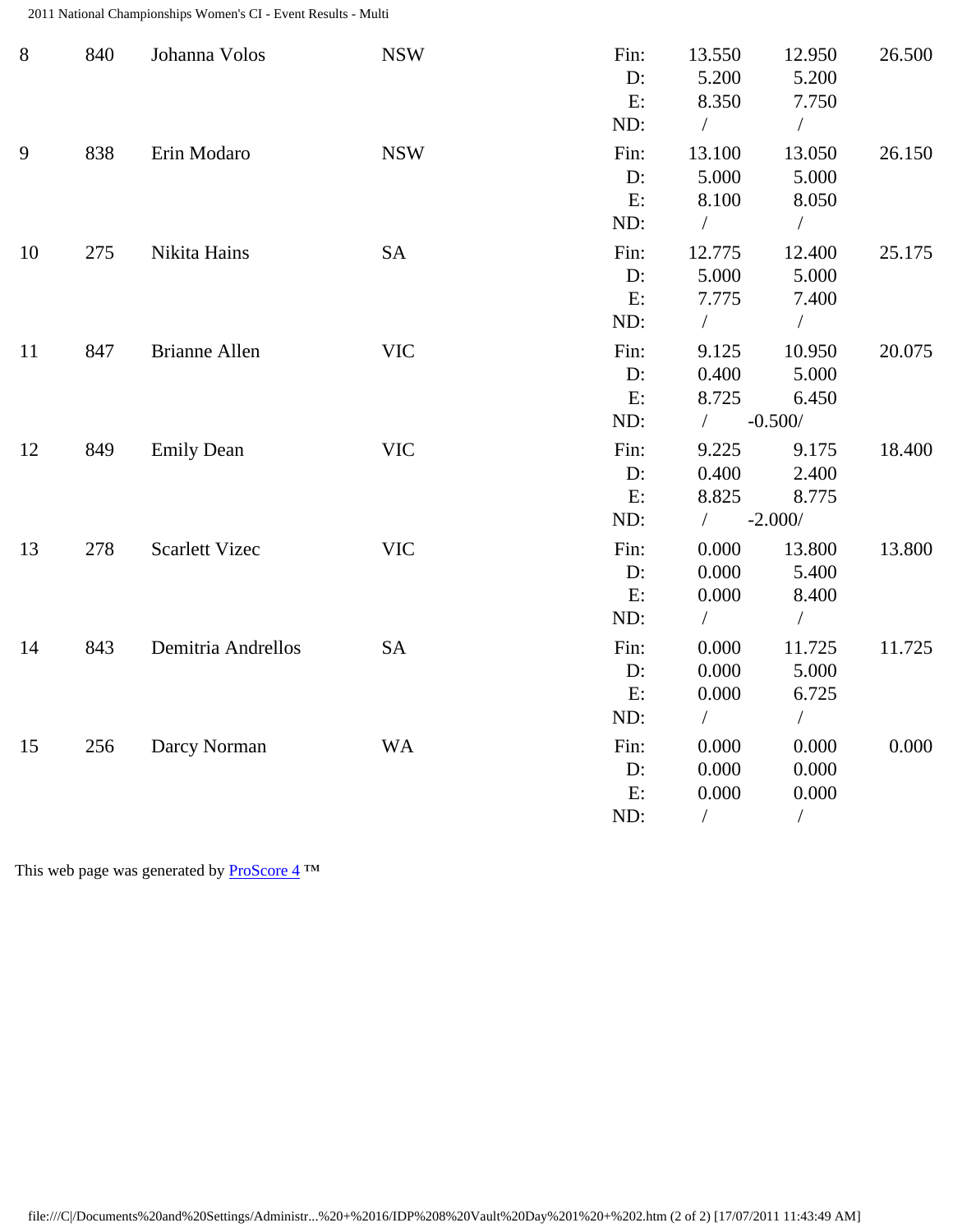| | | | | | | | |
|---|---|---|---|---|---|---|---|
| 8 | 840 | Johanna Volos | NSW | Fin: | 13.550 | 12.950 | 26.500 |
| | | | | D: | 5.200 | 5.200 | |
| | | | | E: | 8.350 | 7.750 | |
| | | | | ND: | / | / | |
| 9 | 838 | Erin Modaro | NSW | Fin: | 13.100 | 13.050 | 26.150 |
| | | | | D: | 5.000 | 5.000 | |
| | | | | E: | 8.100 | 8.050 | |
| | | | | ND: | / | / | |
| 10 | 275 | Nikita Hains | SA | Fin: | 12.775 | 12.400 | 25.175 |
| | | | | D: | 5.000 | 5.000 | |
| | | | | E: | 7.775 | 7.400 | |
| | | | | ND: | / | / | |
| 11 | 847 | Brianne Allen | VIC | Fin: | 9.125 | 10.950 | 20.075 |
| | | | | D: | 0.400 | 5.000 | |
| | | | | E: | 8.725 | 6.450 | |
| | | | | ND: | / | -0.500/ | |
| 12 | 849 | Emily Dean | VIC | Fin: | 9.225 | 9.175 | 18.400 |
| | | | | D: | 0.400 | 2.400 | |
| | | | | E: | 8.825 | 8.775 | |
| | | | | ND: | / | -2.000/ | |
| 13 | 278 | Scarlett Vizec | VIC | Fin: | 0.000 | 13.800 | 13.800 |
| | | | | D: | 0.000 | 5.400 | |
| | | | | E: | 0.000 | 8.400 | |
| | | | | ND: | / | / | |
| 14 | 843 | Demitria Andrellos | SA | Fin: | 0.000 | 11.725 | 11.725 |
| | | | | D: | 0.000 | 5.000 | |
| | | | | E: | 0.000 | 6.725 | |
| | | | | ND: | / | / | |
| 15 | 256 | Darcy Norman | WA | Fin: | 0.000 | 0.000 | 0.000 |
| | | | | D: | 0.000 | 0.000 | |
| | | | | E: | 0.000 | 0.000 | |
| | | | | ND: | / | / | |

This web page was generated by ProScore 4 ™